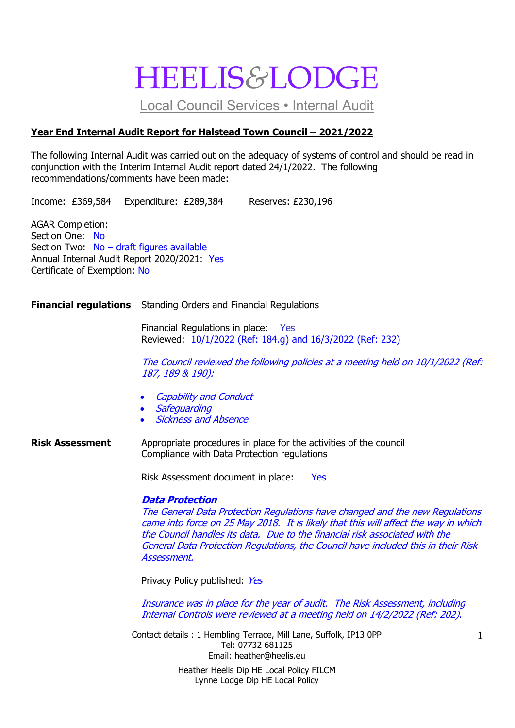# HEELIS&LODGE

Local Council Services • Internal Audit

**Year End Internal Audit Report for Halstead Town Council – 2021/2022**

The following Internal Audit was carried out on the adequacy of systems of control and should be read in conjunction with the Interim Internal Audit report dated 24/1/2022. The following recommendations/comments have been made:

Income: £369,584  Expenditure: £289,384  Reserves: £230,196

AGAR Completion:
Section One: No
Section Two: No – draft figures available
Annual Internal Audit Report 2020/2021: Yes
Certificate of Exemption: No

**Financial regulations**

Standing Orders and Financial Regulations

Financial Regulations in place: Yes
Reviewed: 10/1/2022 (Ref: 184.g) and 16/3/2022 (Ref: 232)

*The Council reviewed the following policies at a meeting held on 10/1/2022 (Ref: 187, 189 & 190):*

- *Capability and Conduct*
- *Safeguarding*
- *Sickness and Absence*

**Risk Assessment**

Appropriate procedures in place for the activities of the council
Compliance with Data Protection regulations

Risk Assessment document in place: Yes

***Data Protection***
*The General Data Protection Regulations have changed and the new Regulations came into force on 25 May 2018. It is likely that this will affect the way in which the Council handles its data. Due to the financial risk associated with the General Data Protection Regulations, the Council have included this in their Risk Assessment.*

Privacy Policy published: *Yes*

*Insurance was in place for the year of audit. The Risk Assessment, including Internal Controls were reviewed at a meeting held on 14/2/2022 (Ref: 202).*

Contact details : 1 Hembling Terrace, Mill Lane, Suffolk, IP13 0PP
Tel: 07732 681125
Email: heather@heelis.eu

Heather Heelis Dip HE Local Policy FILCM
Lynne Lodge Dip HE Local Policy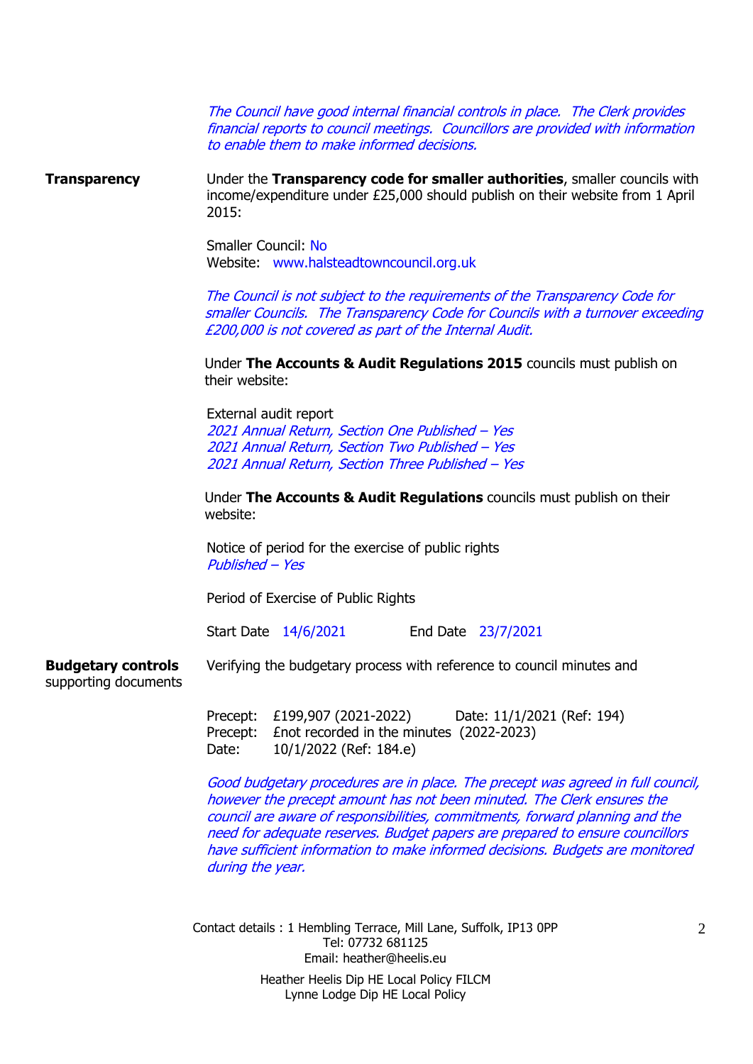*The Council have good internal financial controls in place. The Clerk provides financial reports to council meetings. Councillors are provided with information to enable them to make informed decisions.*

**Transparency**

Under the **Transparency code for smaller authorities**, smaller councils with income/expenditure under £25,000 should publish on their website from 1 April 2015:

Smaller Council: No
Website: www.halsteadtowncouncil.org.uk

*The Council is not subject to the requirements of the Transparency Code for smaller Councils. The Transparency Code for Councils with a turnover exceeding £200,000 is not covered as part of the Internal Audit.*

Under **The Accounts & Audit Regulations 2015** councils must publish on their website:

External audit report
*2021 Annual Return, Section One Published – Yes*
*2021 Annual Return, Section Two Published – Yes*
*2021 Annual Return, Section Three Published – Yes*

Under **The Accounts & Audit Regulations** councils must publish on their website:

Notice of period for the exercise of public rights
*Published – Yes*

Period of Exercise of Public Rights

Start Date 14/6/2021 End Date 23/7/2021

**Budgetary controls** supporting documents

Verifying the budgetary process with reference to council minutes and

Precept: £199,907 (2021-2022) Date: 11/1/2021 (Ref: 194)
Precept: £not recorded in the minutes (2022-2023)
Date: 10/1/2022 (Ref: 184.e)

*Good budgetary procedures are in place. The precept was agreed in full council, however the precept amount has not been minuted. The Clerk ensures the council are aware of responsibilities, commitments, forward planning and the need for adequate reserves. Budget papers are prepared to ensure councillors have sufficient information to make informed decisions. Budgets are monitored during the year.*

Contact details : 1 Hembling Terrace, Mill Lane, Suffolk, IP13 0PP
Tel: 07732 681125
Email: heather@heelis.eu

Heather Heelis Dip HE Local Policy FILCM
Lynne Lodge Dip HE Local Policy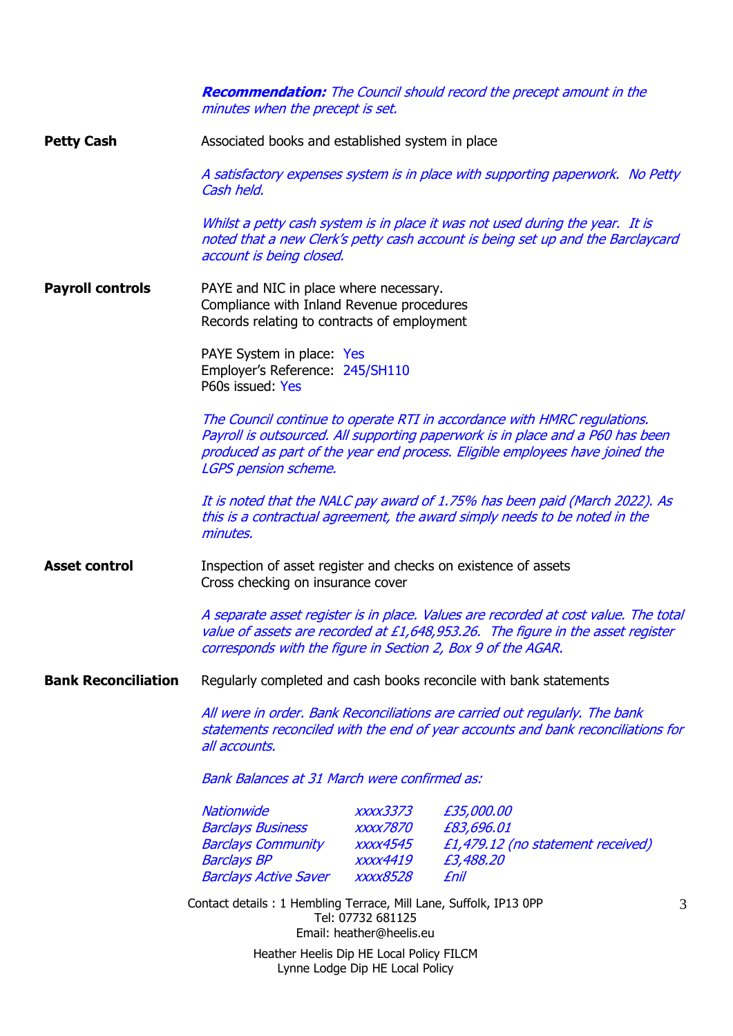***Recommendation:*** *The Council should record the precept amount in the minutes when the precept is set.*

**Petty Cash**

Associated books and established system in place

*A satisfactory expenses system is in place with supporting paperwork. No Petty Cash held.*

*Whilst a petty cash system is in place it was not used during the year. It is noted that a new Clerk's petty cash account is being set up and the Barclaycard account is being closed.*

**Payroll controls**

PAYE and NIC in place where necessary.
Compliance with Inland Revenue procedures
Records relating to contracts of employment

PAYE System in place: Yes
Employer's Reference: 245/SH110
P60s issued: Yes

*The Council continue to operate RTI in accordance with HMRC regulations. Payroll is outsourced. All supporting paperwork is in place and a P60 has been produced as part of the year end process. Eligible employees have joined the LGPS pension scheme.*

*It is noted that the NALC pay award of 1.75% has been paid (March 2022). As this is a contractual agreement, the award simply needs to be noted in the minutes.*

**Asset control**

Inspection of asset register and checks on existence of assets
Cross checking on insurance cover

*A separate asset register is in place. Values are recorded at cost value. The total value of assets are recorded at £1,648,953.26. The figure in the asset register corresponds with the figure in Section 2, Box 9 of the AGAR.*

**Bank Reconciliation**

Regularly completed and cash books reconcile with bank statements

*All were in order. Bank Reconciliations are carried out regularly. The bank statements reconciled with the end of year accounts and bank reconciliations for all accounts.*

*Bank Balances at 31 March were confirmed as:*

| | | |
|---|---|---|
| *Nationwide* | *xxxx3373* | *£35,000.00* |
| *Barclays Business* | *xxxx7870* | *£83,696.01* |
| *Barclays Community* | *xxxx4545* | *£1,479.12 (no statement received)* |
| *Barclays BP* | *xxxx4419* | *£3,488.20* |
| *Barclays Active Saver* | *xxxx8528* | *£nil* |

Contact details : 1 Hembling Terrace, Mill Lane, Suffolk, IP13 0PP
Tel: 07732 681125
Email: heather@heelis.eu

Heather Heelis Dip HE Local Policy FILCM
Lynne Lodge Dip HE Local Policy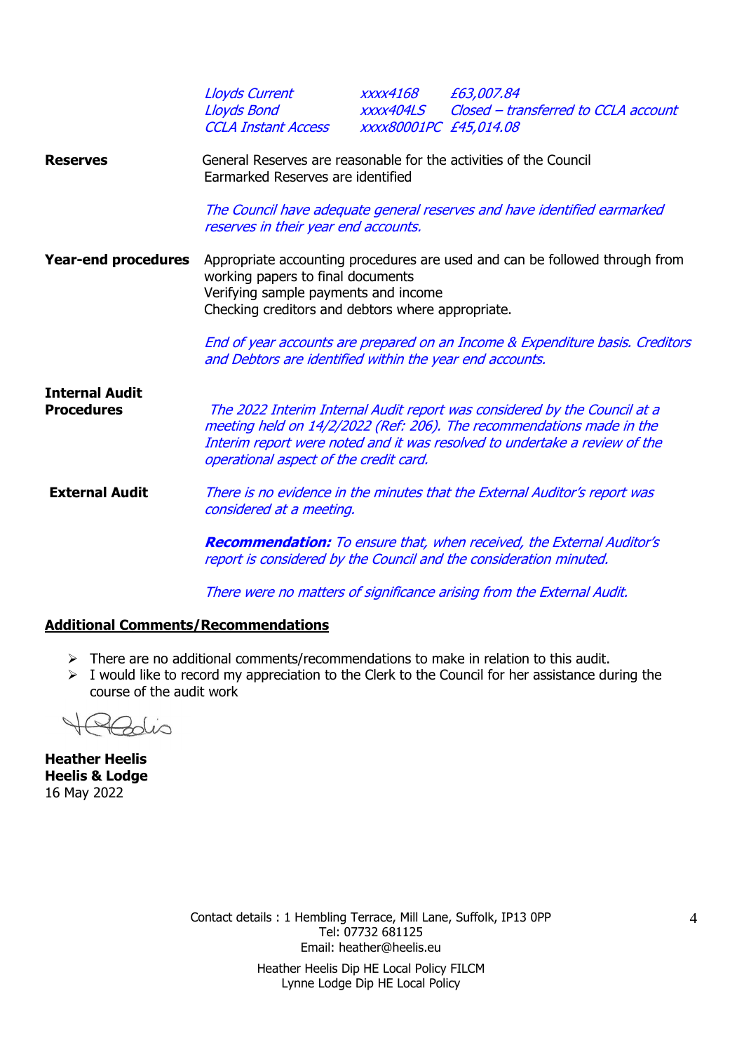| | | |
|---|---|---|
| *Lloyds Current* | *xxxx4168* | *£63,007.84* |
| *Lloyds Bond* | *xxxx404LS* | *Closed – transferred to CCLA account* |
| *CCLA Instant Access* | *xxxx80001PC* | *£45,014.08* |

**Reserves**

General Reserves are reasonable for the activities of the Council
Earmarked Reserves are identified

*The Council have adequate general reserves and have identified earmarked reserves in their year end accounts.*

**Year-end procedures**

Appropriate accounting procedures are used and can be followed through from working papers to final documents
Verifying sample payments and income
Checking creditors and debtors where appropriate.

*End of year accounts are prepared on an Income & Expenditure basis. Creditors and Debtors are identified within the year end accounts.*

**Internal Audit Procedures**

*The 2022 Interim Internal Audit report was considered by the Council at a meeting held on 14/2/2022 (Ref: 206). The recommendations made in the Interim report were noted and it was resolved to undertake a review of the operational aspect of the credit card.*

**External Audit**

*There is no evidence in the minutes that the External Auditor's report was considered at a meeting.*

***Recommendation:*** *To ensure that, when received, the External Auditor's report is considered by the Council and the consideration minuted.*

*There were no matters of significance arising from the External Audit.*

## Additional Comments/Recommendations

- There are no additional comments/recommendations to make in relation to this audit.
- I would like to record my appreciation to the Clerk to the Council for her assistance during the course of the audit work

**Heather Heelis**
**Heelis & Lodge**
16 May 2022

Contact details : 1 Hembling Terrace, Mill Lane, Suffolk, IP13 0PP
Tel: 07732 681125
Email: heather@heelis.eu

Heather Heelis Dip HE Local Policy FILCM
Lynne Lodge Dip HE Local Policy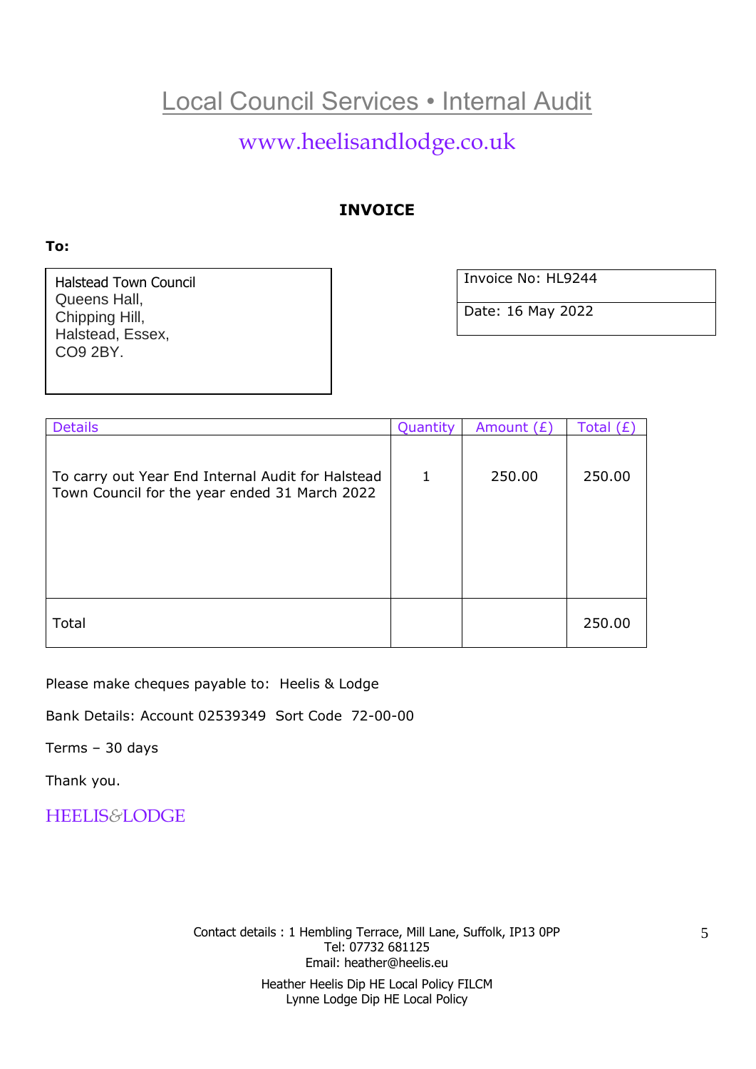# Local Council Services • Internal Audit

www.heelisandlodge.co.uk

## INVOICE

**To:**

Halstead Town Council
Queens Hall,
Chipping Hill,
Halstead, Essex,
CO9 2BY.

| | |
|---|---|
| Invoice No: HL9244 | |
| Date: 16 May 2022 | |

| Details | Quantity | Amount (£) | Total (£) |
|---|---|---|---|
| To carry out Year End Internal Audit for Halstead Town Council for the year ended 31 March 2022 | 1 | 250.00 | 250.00 |
| Total | | | 250.00 |

Please make cheques payable to: Heelis & Lodge

Bank Details: Account 02539349 Sort Code 72-00-00

Terms – 30 days

Thank you.

HEELIS&LODGE

Contact details : 1 Hembling Terrace, Mill Lane, Suffolk, IP13 0PP
Tel: 07732 681125
Email: heather@heelis.eu

Heather Heelis Dip HE Local Policy FILCM
Lynne Lodge Dip HE Local Policy